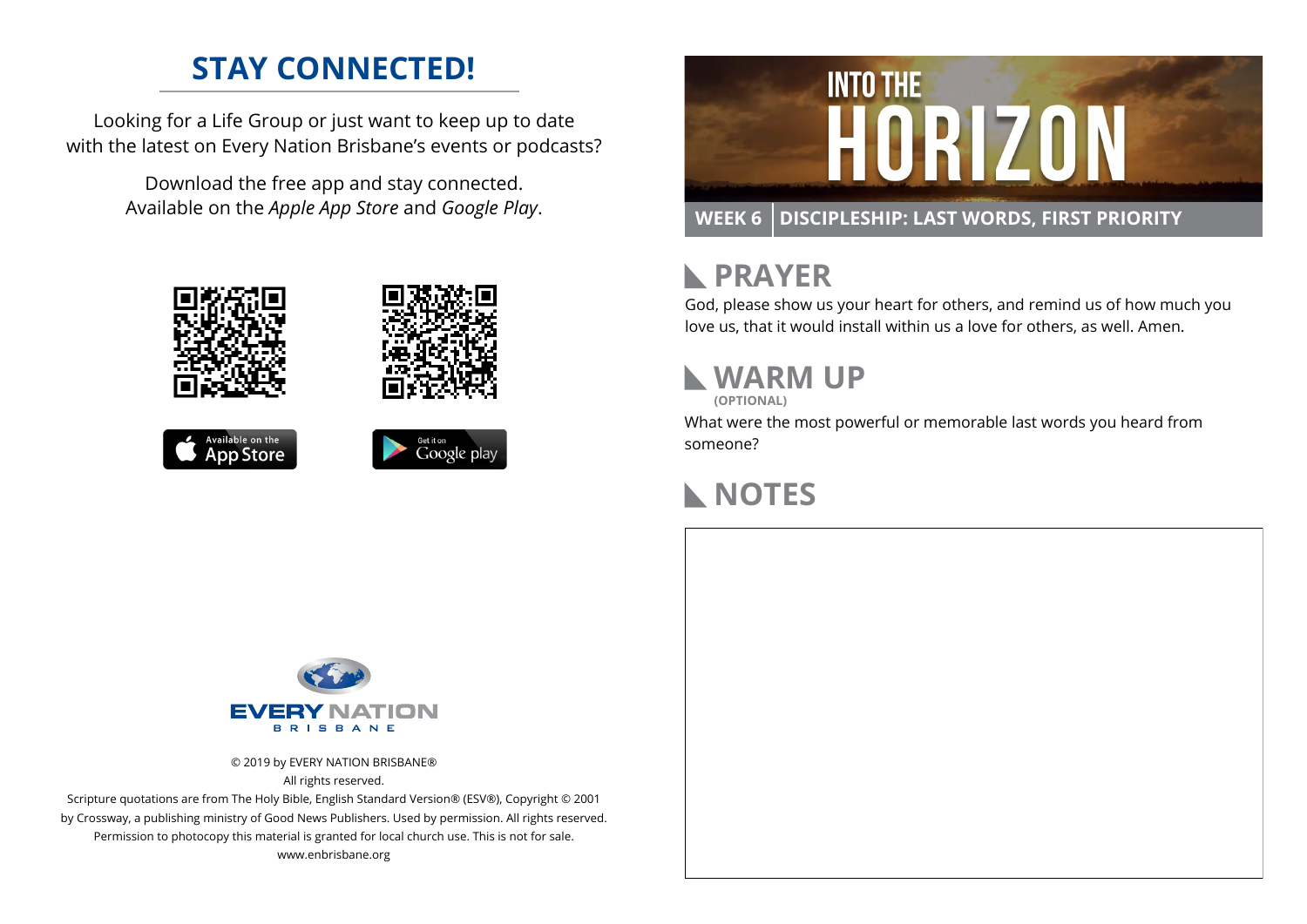## STAY CONNECTED!

Looking for a Life Group or just want to keep up to date with the latest on Every Nation Brisbane's events or podcasts?

Download the free app and stay connected. Available on the *Apple App Store* and *Google Play*.

Available on the App Store

Get it on Google play

EVERY NATION
BRISBANE

© 2019 by EVERY NATION BRISBANE®
All rights reserved.
Scripture quotations are from The Holy Bible, English Standard Version® (ESV®), Copyright © 2001 by Crossway, a publishing ministry of Good News Publishers. Used by permission. All rights reserved.
Permission to photocopy this material is granted for local church use. This is not for sale.
www.enbrisbane.org

# INTO THE HORIZON

**WEEK 6 | DISCIPLESHIP: LAST WORDS, FIRST PRIORITY**

## PRAYER

God, please show us your heart for others, and remind us of how much you love us, that it would install within us a love for others, as well. Amen.

## WARM UP

**(OPTIONAL)**

What were the most powerful or memorable last words you heard from someone?

## NOTES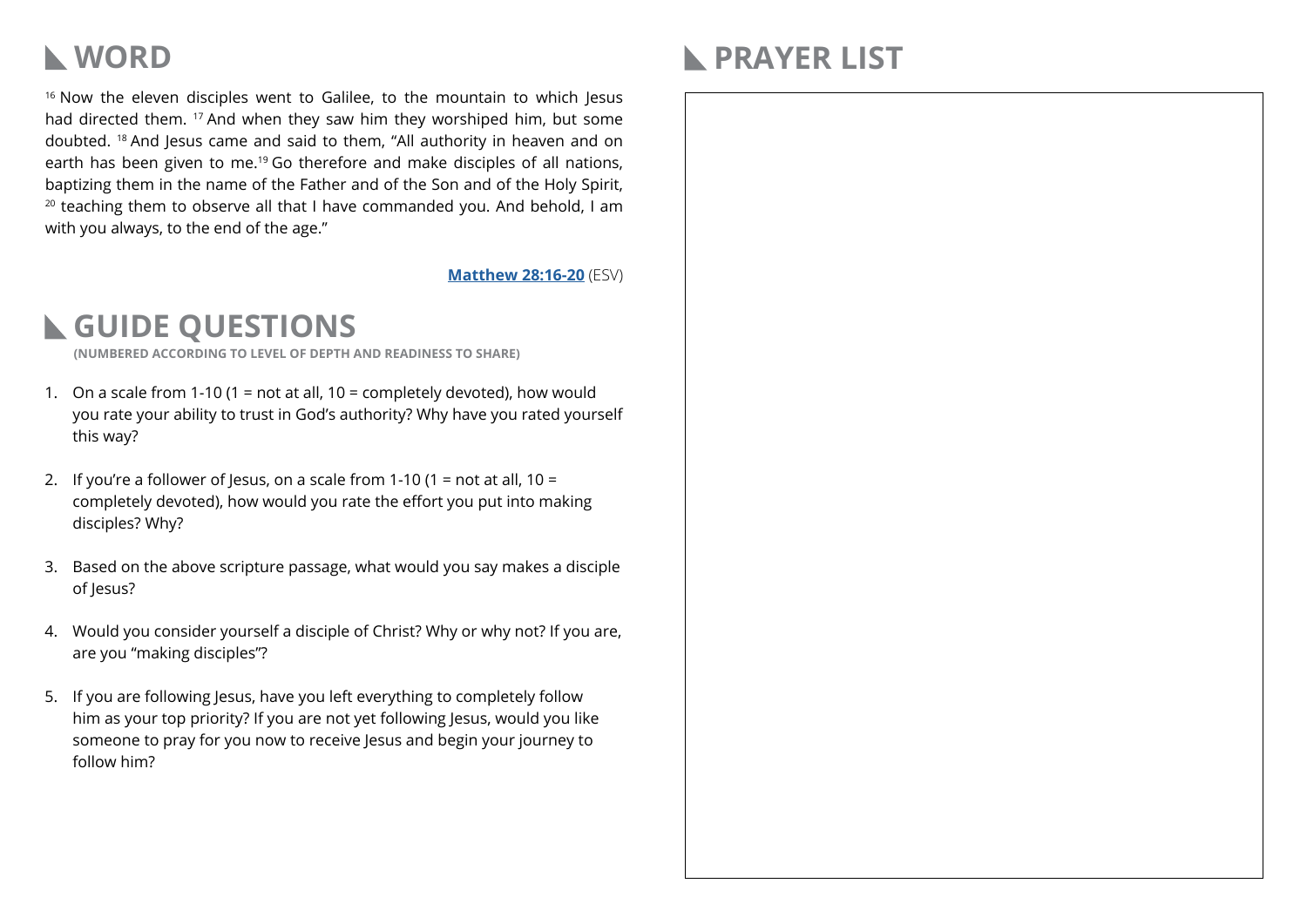## WORD

[16] Now the eleven disciples went to Galilee, to the mountain to which Jesus had directed them. [17] And when they saw him they worshiped him, but some doubted. [18] And Jesus came and said to them, “All authority in heaven and on earth has been given to me.[19] Go therefore and make disciples of all nations, baptizing them in the name of the Father and of the Son and of the Holy Spirit, [20] teaching them to observe all that I have commanded you. And behold, I am with you always, to the end of the age.”

**Matthew 28:16-20** (ESV)

## GUIDE QUESTIONS

**(NUMBERED ACCORDING TO LEVEL OF DEPTH AND READINESS TO SHARE)**

1. On a scale from 1-10 (1 = not at all, 10 = completely devoted), how would you rate your ability to trust in God’s authority? Why have you rated yourself this way?
2. If you’re a follower of Jesus, on a scale from 1-10 (1 = not at all, 10 = completely devoted), how would you rate the effort you put into making disciples? Why?
3. Based on the above scripture passage, what would you say makes a disciple of Jesus?
4. Would you consider yourself a disciple of Christ? Why or why not? If you are, are you “making disciples”?
5. If you are following Jesus, have you left everything to completely follow him as your top priority? If you are not yet following Jesus, would you like someone to pray for you now to receive Jesus and begin your journey to follow him?

## PRAYER LIST